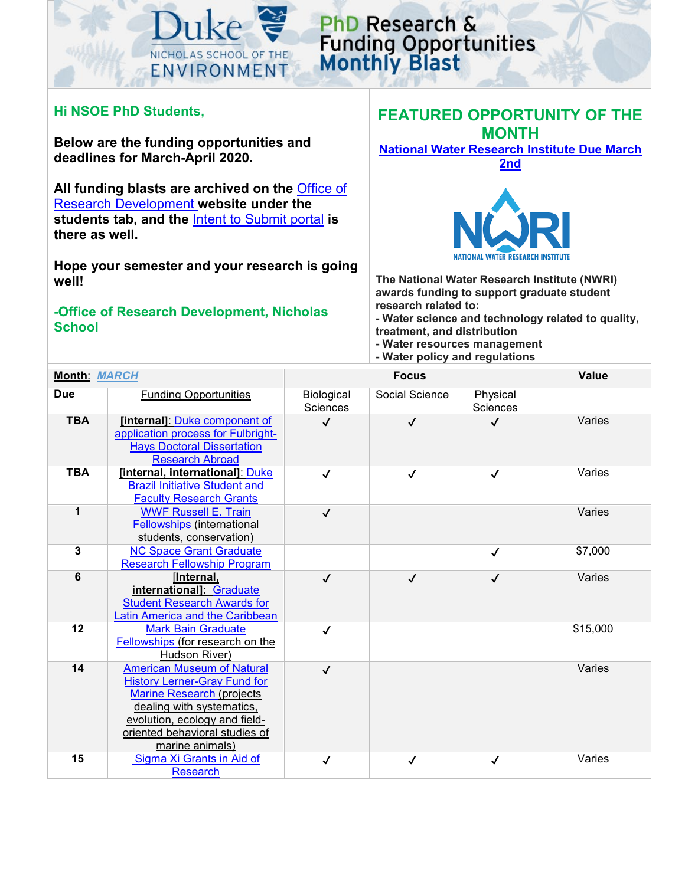# PhD Research & Funding Opportunities Monthly Blast

Duke NICHOLAS SCHOOL OF THE ENVIRONMENT

**Hi NSOE PhD Students,**

**Below are the funding opportunities and deadlines for March-April 2020.**

**All funding blasts are archived on the Office of Research Development website under the students tab, and the Intent to Submit portal is there as well.**

**Hope your semester and your research is going well!**

**-Office of Research Development, Nicholas School**

## FEATURED OPPORTUNITY OF THE MONTH

**National Water Research Institute Due March 2nd**

NWRI NATIONAL WATER RESEARCH INSTITUTE

**The National Water Research Institute (NWRI) awards funding to support graduate student research related to:**
**- Water science and technology related to quality, treatment, and distribution**
**- Water resources management**
**- Water policy and regulations**

| **Month**: ***MARCH*** | | **Focus** | | | **Value** |
|---|---|---|---|---|---|
| **Due** | Funding Opportunities | Biological Sciences | Social Science | Physical Sciences | |
| **TBA** | **[internal]**: Duke component of application process for Fulbright-Hays Doctoral Dissertation Research Abroad | ✓ | ✓ | ✓ | Varies |
| **TBA** | **[internal, international]**: Duke Brazil Initiative Student and Faculty Research Grants | ✓ | ✓ | ✓ | Varies |
| **1** | WWF Russell E. Train Fellowships (international students, conservation) | ✓ | | | Varies |
| **3** | NC Space Grant Graduate Research Fellowship Program | | | ✓ | $7,000 |
| **6** | **[Internal, international]**: Graduate Student Research Awards for Latin America and the Caribbean | ✓ | ✓ | ✓ | Varies |
| **12** | Mark Bain Graduate Fellowships (for research on the Hudson River) | ✓ | | | $15,000 |
| **14** | American Museum of Natural History Lerner-Gray Fund for Marine Research (projects dealing with systematics, evolution, ecology and field-oriented behavioral studies of marine animals) | ✓ | | | Varies |
| **15** | Sigma Xi Grants in Aid of Research | ✓ | ✓ | ✓ | Varies |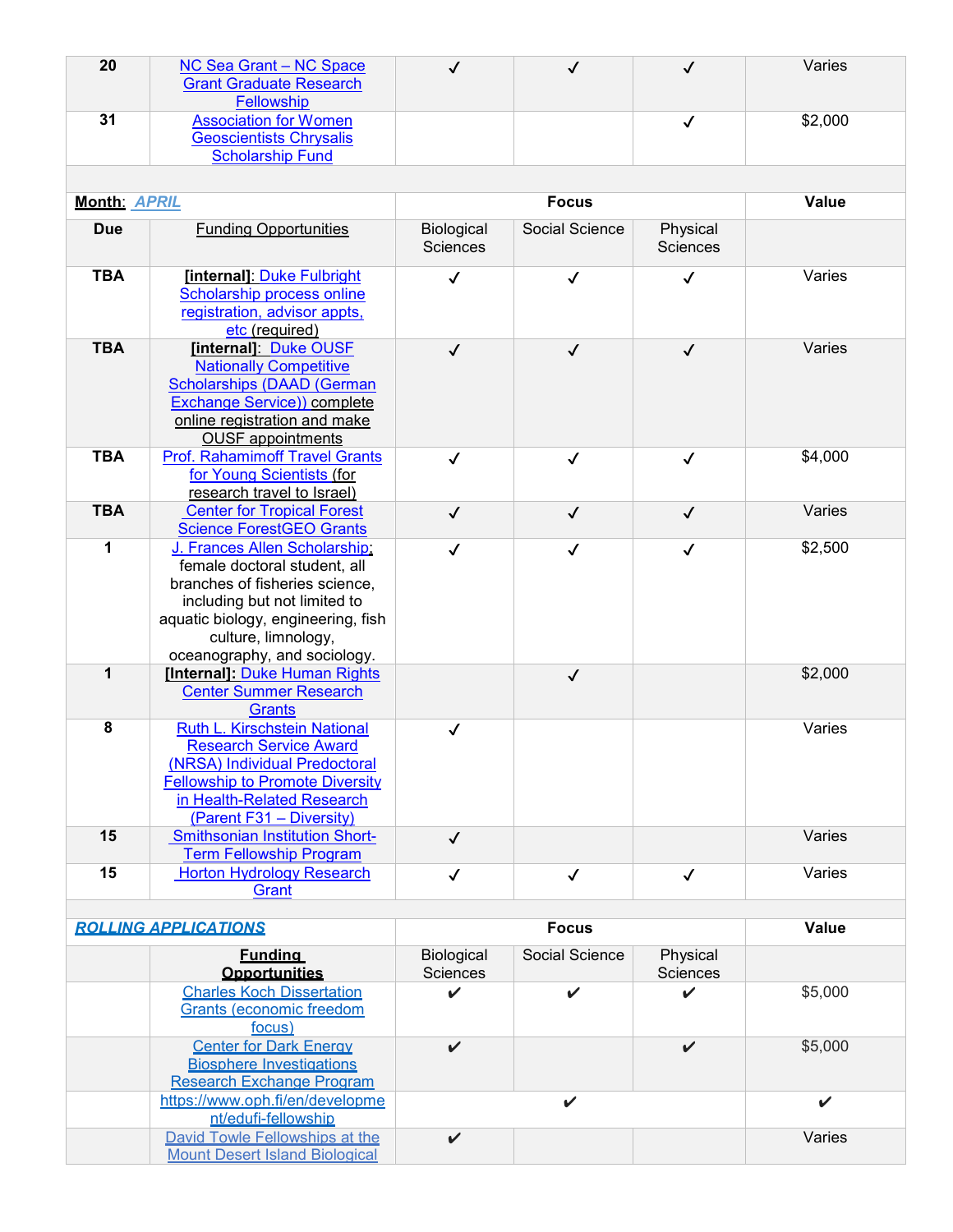| Due | Funding Opportunities | Biological Sciences | Social Science | Physical Sciences | Value |
|---|---|---|---|---|---|
| 20 | NC Sea Grant – NC Space Grant Graduate Research Fellowship | ✓ | ✓ | ✓ | Varies |
| 31 | Association for Women Geoscientists Chrysalis Scholarship Fund | | | ✓ | $2,000 |

| **Month**: ***APRIL*** | | **Focus** | | | **Value** |
|---|---|---|---|---|---|
| **Due** | Funding Opportunities | Biological Sciences | Social Science | Physical Sciences | |
| **TBA** | **[internal]**: Duke Fulbright Scholarship process online registration, advisor appts, etc (required) | ✓ | ✓ | ✓ | Varies |
| **TBA** | **[internal]**: Duke OUSF Nationally Competitive Scholarships (DAAD (German Exchange Service)) complete online registration and make OUSF appointments | ✓ | ✓ | ✓ | Varies |
| **TBA** | Prof. Rahamimoff Travel Grants for Young Scientists (for research travel to Israel) | ✓ | ✓ | ✓ | $4,000 |
| **TBA** | Center for Tropical Forest Science ForestGEO Grants | ✓ | ✓ | ✓ | Varies |
| **1** | J. Frances Allen Scholarship; female doctoral student, all branches of fisheries science, including but not limited to aquatic biology, engineering, fish culture, limnology, oceanography, and sociology. | ✓ | ✓ | ✓ | $2,500 |
| **1** | **[Internal]:** Duke Human Rights Center Summer Research Grants | | ✓ | | $2,000 |
| **8** | Ruth L. Kirschstein National Research Service Award (NRSA) Individual Predoctoral Fellowship to Promote Diversity in Health-Related Research (Parent F31 – Diversity) | ✓ | | | Varies |
| **15** | Smithsonian Institution Short-Term Fellowship Program | ✓ | | | Varies |
| **15** | Horton Hydrology Research Grant | ✓ | ✓ | ✓ | Varies |

| ***ROLLING APPLICATIONS*** | | **Focus** | | | **Value** |
|---|---|---|---|---|---|
| | **Funding Opportunities** | Biological Sciences | Social Science | Physical Sciences | |
| | Charles Koch Dissertation Grants (economic freedom focus) | ✔ | ✔ | ✔ | $5,000 |
| | Center for Dark Energy Biosphere Investigations Research Exchange Program | ✔ | | ✔ | $5,000 |
| | https://www.oph.fi/en/development/edufi-fellowship | | ✔ | | ✔ |
| | David Towle Fellowships at the Mount Desert Island Biological | ✔ | | | Varies |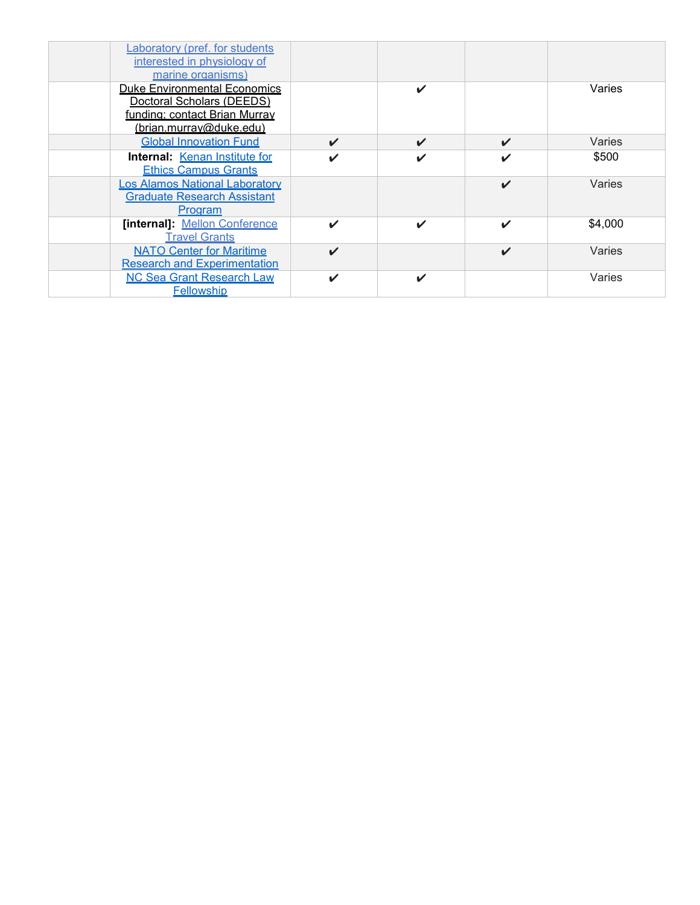| | | | | | |
|---|---|---|---|---|---|
| | Laboratory (pref. for students interested in physiology of marine organisms) | | | | |
| | Duke Environmental Economics Doctoral Scholars (DEEDS) funding; contact Brian Murray (brian.murray@duke.edu) | | ✔ | | Varies |
| | Global Innovation Fund | ✔ | ✔ | ✔ | Varies |
| | **Internal:** Kenan Institute for Ethics Campus Grants | ✔ | ✔ | ✔ | $500 |
| | Los Alamos National Laboratory Graduate Research Assistant Program | | | ✔ | Varies |
| | **[internal]:** Mellon Conference Travel Grants | ✔ | ✔ | ✔ | $4,000 |
| | NATO Center for Maritime Research and Experimentation | ✔ | | ✔ | Varies |
| | NC Sea Grant Research Law Fellowship | ✔ | ✔ | | Varies |